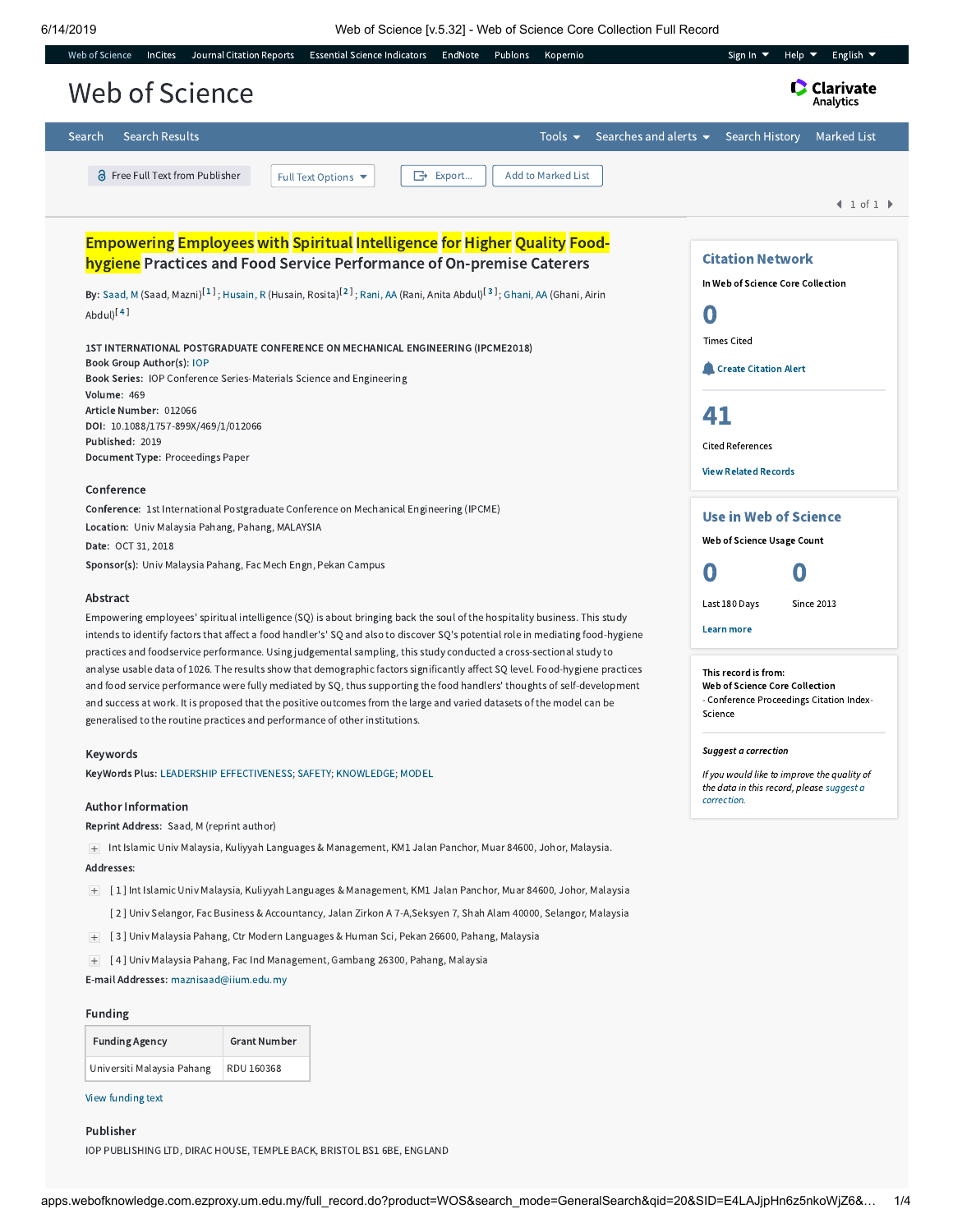# Empowering Employees with Spiritual Intelligence for Higher Quality Food-hygiene Practices and Food Service Performance of On-premise Caterers

**By:** Saad, M (Saad, Mazni)[1]; Husain, R (Husain, Rosita)[2]; Rani, AA (Rani, Anita Abdul)[3]; Ghani, AA (Ghani, Airin Abdul)[4]

1ST INTERNATIONAL POSTGRADUATE CONFERENCE ON MECHANICAL ENGINEERING (IPCME2018)
**Book Group Author(s):** IOP
**Book Series:** IOP Conference Series-Materials Science and Engineering
**Volume:** 469
**Article Number:** 012066
**DOI:** 10.1088/1757-899X/469/1/012066
**Published:** 2019
**Document Type:** Proceedings Paper

## Conference

**Conference:** 1st International Postgraduate Conference on Mechanical Engineering (IPCME)
**Location:** Univ Malaysia Pahang, Pahang, MALAYSIA
**Date:** OCT 31, 2018
**Sponsor(s):** Univ Malaysia Pahang, Fac Mech Engn, Pekan Campus

## Abstract

Empowering employees' spiritual intelligence (SQ) is about bringing back the soul of the hospitality business. This study intends to identify factors that affect a food handler's' SQ and also to discover SQ's potential role in mediating food-hygiene practices and foodservice performance. Using judgemental sampling, this study conducted a cross-sectional study to analyse usable data of 1026. The results show that demographic factors significantly affect SQ level. Food-hygiene practices and food service performance were fully mediated by SQ, thus supporting the food handlers' thoughts of self-development and success at work. It is proposed that the positive outcomes from the large and varied datasets of the model can be generalised to the routine practices and performance of other institutions.

## Keywords

**KeyWords Plus:** LEADERSHIP EFFECTIVENESS; SAFETY; KNOWLEDGE; MODEL

## Author Information

**Reprint Address:** Saad, M (reprint author)

Int Islamic Univ Malaysia, Kuliyyah Languages & Management, KM1 Jalan Panchor, Muar 84600, Johor, Malaysia.

**Addresses:**

[1] Int Islamic Univ Malaysia, Kuliyyah Languages & Management, KM1 Jalan Panchor, Muar 84600, Johor, Malaysia

[2] Univ Selangor, Fac Business & Accountancy, Jalan Zirkon A 7-A,Seksyen 7, Shah Alam 40000, Selangor, Malaysia

[3] Univ Malaysia Pahang, Ctr Modern Languages & Human Sci, Pekan 26600, Pahang, Malaysia

[4] Univ Malaysia Pahang, Fac Ind Management, Gambang 26300, Pahang, Malaysia

**E-mail Addresses:** maznisaad@iium.edu.my

## Funding

| Funding Agency | Grant Number |
|---|---|
| Universiti Malaysia Pahang | RDU 160368 |

View funding text

## Publisher

IOP PUBLISHING LTD, DIRAC HOUSE, TEMPLE BACK, BRISTOL BS1 6BE, ENGLAND

## Citation Network

In Web of Science Core Collection

0
Times Cited

Create Citation Alert

41
Cited References

View Related Records

## Use in Web of Science

Web of Science Usage Count

| 0 | 0 |
|---|---|
| Last 180 Days | Since 2013 |

Learn more

This record is from:
Web of Science Core Collection
- Conference Proceedings Citation Index-Science

*Suggest a correction*

*If you would like to improve the quality of the data in this record, please suggest a correction.*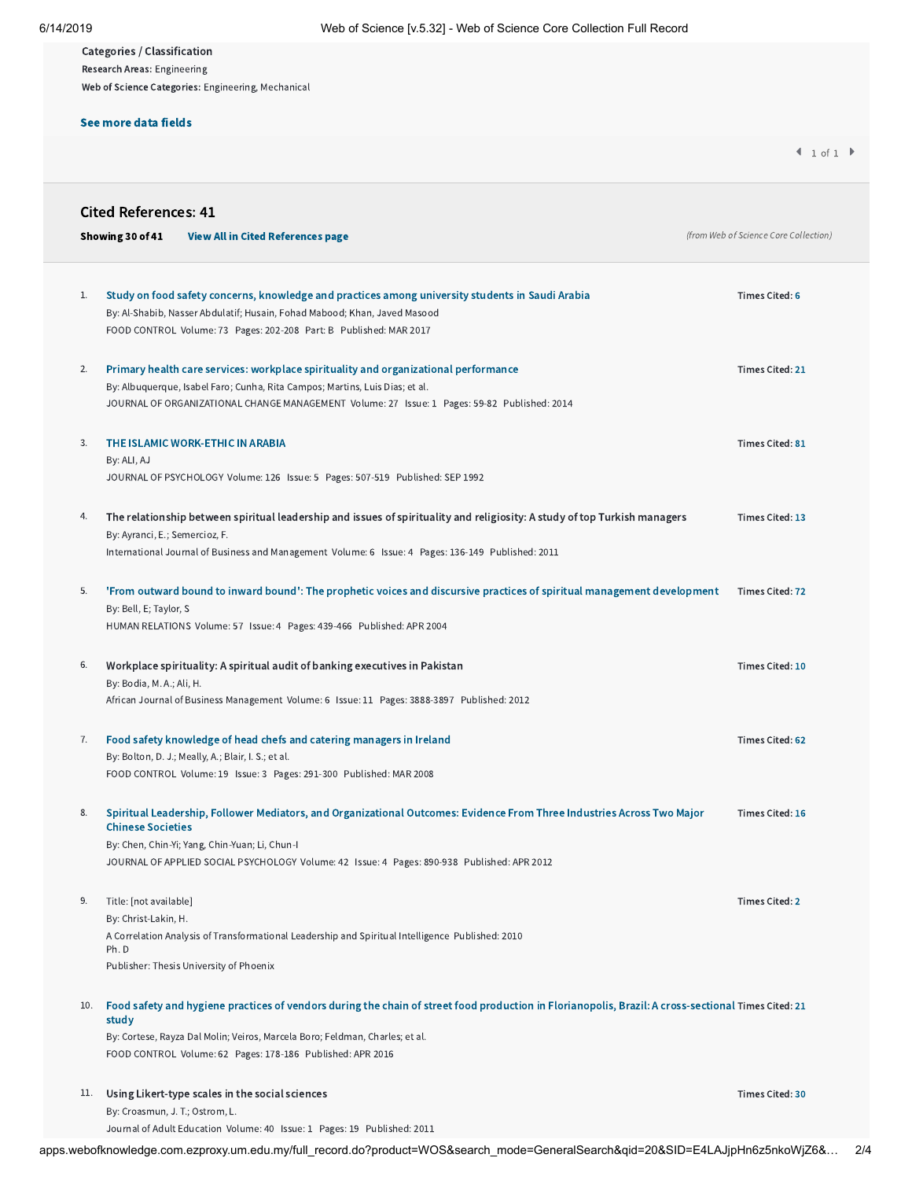**Categories / Classification**

**Research Areas:** Engineering

**Web of Science Categories:** Engineering, Mechanical

**See more data fields**

## Cited References: 41

**Showing 30 of 41** **View All in Cited References page**

*(from Web of Science Core Collection)*

1. **Study on food safety concerns, knowledge and practices among university students in Saudi Arabia** — Times Cited: 6
   By: Al-Shabib, Nasser Abdulatif; Husain, Fohad Mabood; Khan, Javed Masood
   FOOD CONTROL Volume: 73 Pages: 202-208 Part: B Published: MAR 2017

2. **Primary health care services: workplace spirituality and organizational performance** — Times Cited: 21
   By: Albuquerque, Isabel Faro; Cunha, Rita Campos; Martins, Luis Dias; et al.
   JOURNAL OF ORGANIZATIONAL CHANGE MANAGEMENT Volume: 27 Issue: 1 Pages: 59-82 Published: 2014

3. **THE ISLAMIC WORK-ETHIC IN ARABIA** — Times Cited: 81
   By: ALI, AJ
   JOURNAL OF PSYCHOLOGY Volume: 126 Issue: 5 Pages: 507-519 Published: SEP 1992

4. **The relationship between spiritual leadership and issues of spirituality and religiosity: A study of top Turkish managers** — Times Cited: 13
   By: Ayranci, E.; Semercioz, F.
   International Journal of Business and Management Volume: 6 Issue: 4 Pages: 136-149 Published: 2011

5. **'From outward bound to inward bound': The prophetic voices and discursive practices of spiritual management development** — Times Cited: 72
   By: Bell, E; Taylor, S
   HUMAN RELATIONS Volume: 57 Issue: 4 Pages: 439-466 Published: APR 2004

6. **Workplace spirituality: A spiritual audit of banking executives in Pakistan** — Times Cited: 10
   By: Bodia, M. A.; Ali, H.
   African Journal of Business Management Volume: 6 Issue: 11 Pages: 3888-3897 Published: 2012

7. **Food safety knowledge of head chefs and catering managers in Ireland** — Times Cited: 62
   By: Bolton, D. J.; Meally, A.; Blair, I. S.; et al.
   FOOD CONTROL Volume: 19 Issue: 3 Pages: 291-300 Published: MAR 2008

8. **Spiritual Leadership, Follower Mediators, and Organizational Outcomes: Evidence From Three Industries Across Two Major Chinese Societies** — Times Cited: 16
   By: Chen, Chin-Yi; Yang, Chin-Yuan; Li, Chun-I
   JOURNAL OF APPLIED SOCIAL PSYCHOLOGY Volume: 42 Issue: 4 Pages: 890-938 Published: APR 2012

9. Title: [not available] — Times Cited: 2
   By: Christ-Lakin, H.
   A Correlation Analysis of Transformational Leadership and Spiritual Intelligence Published: 2010
   Ph. D
   Publisher: Thesis University of Phoenix

10. **Food safety and hygiene practices of vendors during the chain of street food production in Florianopolis, Brazil: A cross-sectional study** — Times Cited: 21
    By: Cortese, Rayza Dal Molin; Veiros, Marcela Boro; Feldman, Charles; et al.
    FOOD CONTROL Volume: 62 Pages: 178-186 Published: APR 2016

11. **Using Likert-type scales in the social sciences** — Times Cited: 30
    By: Croasmun, J. T.; Ostrom, L.
    Journal of Adult Education Volume: 40 Issue: 1 Pages: 19 Published: 2011